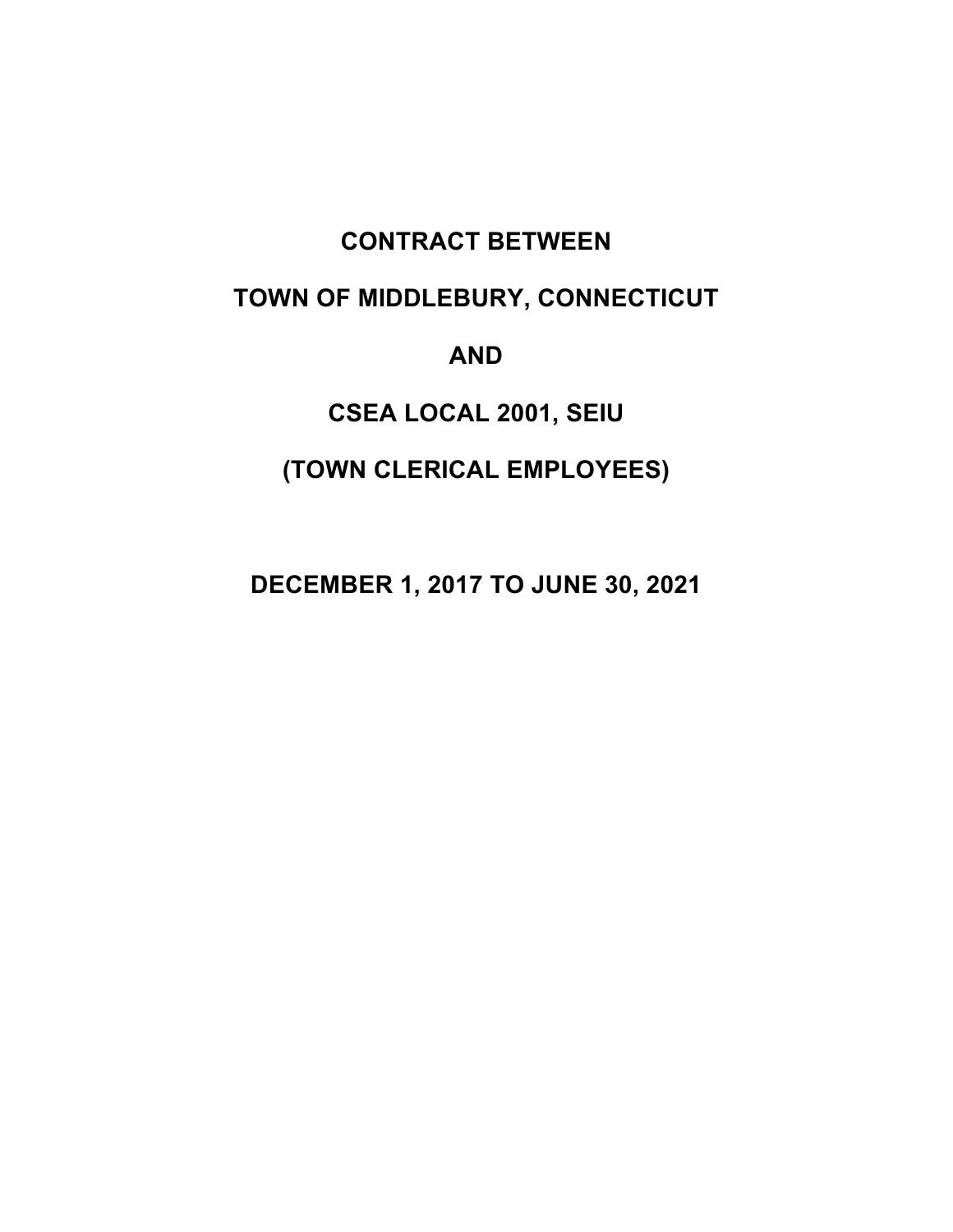# CONTRACT BETWEEN

# TOWN OF MIDDLEBURY, CONNECTICUT

# AND

# CSEA LOCAL 2001, SEIU

# (TOWN CLERICAL EMPLOYEES)

# DECEMBER 1, 2017 TO JUNE 30, 2021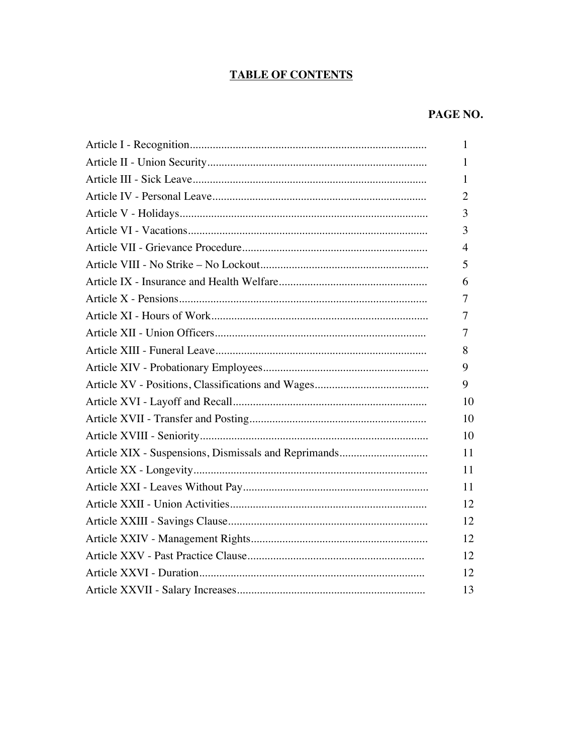# TABLE OF CONTENTS

| | PAGE NO. |
|---|---|
| Article I - Recognition | 1 |
| Article II - Union Security | 1 |
| Article III - Sick Leave | 1 |
| Article IV - Personal Leave | 2 |
| Article V - Holidays | 3 |
| Article VI - Vacations | 3 |
| Article VII - Grievance Procedure | 4 |
| Article VIII - No Strike – No Lockout | 5 |
| Article IX - Insurance and Health Welfare | 6 |
| Article X - Pensions | 7 |
| Article XI - Hours of Work | 7 |
| Article XII - Union Officers | 7 |
| Article XIII - Funeral Leave | 8 |
| Article XIV - Probationary Employees | 9 |
| Article XV - Positions, Classifications and Wages | 9 |
| Article XVI - Layoff and Recall | 10 |
| Article XVII - Transfer and Posting | 10 |
| Article XVIII - Seniority | 10 |
| Article XIX - Suspensions, Dismissals and Reprimands | 11 |
| Article XX - Longevity | 11 |
| Article XXI - Leaves Without Pay | 11 |
| Article XXII - Union Activities | 12 |
| Article XXIII - Savings Clause | 12 |
| Article XXIV - Management Rights | 12 |
| Article XXV - Past Practice Clause | 12 |
| Article XXVI - Duration | 12 |
| Article XXVII - Salary Increases | 13 |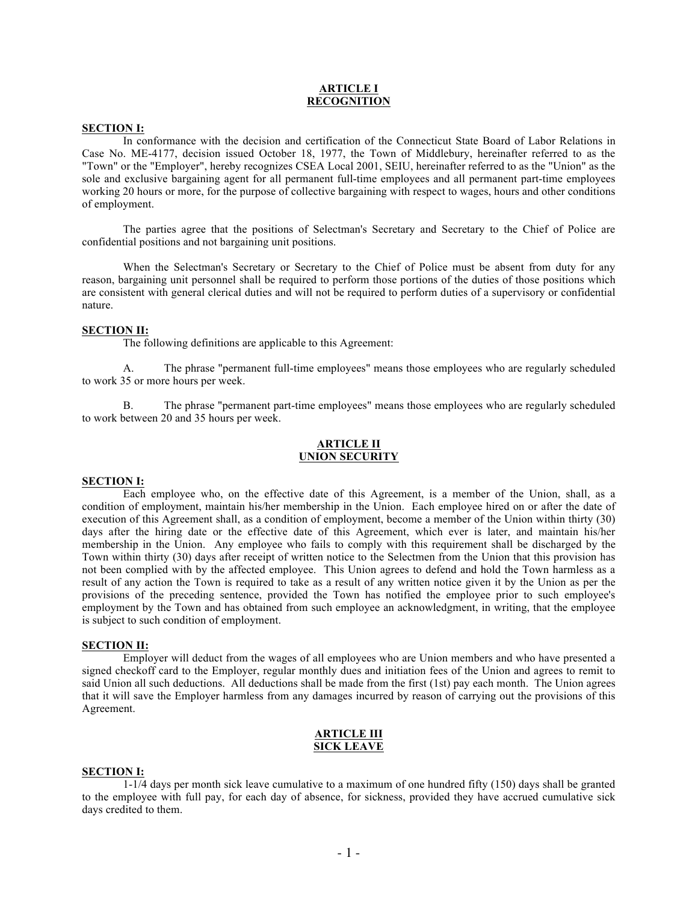## ARTICLE I
## RECOGNITION

**SECTION I:**

In conformance with the decision and certification of the Connecticut State Board of Labor Relations in Case No. ME-4177, decision issued October 18, 1977, the Town of Middlebury, hereinafter referred to as the "Town" or the "Employer", hereby recognizes CSEA Local 2001, SEIU, hereinafter referred to as the "Union" as the sole and exclusive bargaining agent for all permanent full-time employees and all permanent part-time employees working 20 hours or more, for the purpose of collective bargaining with respect to wages, hours and other conditions of employment.

The parties agree that the positions of Selectman's Secretary and Secretary to the Chief of Police are confidential positions and not bargaining unit positions.

When the Selectman's Secretary or Secretary to the Chief of Police must be absent from duty for any reason, bargaining unit personnel shall be required to perform those portions of the duties of those positions which are consistent with general clerical duties and will not be required to perform duties of a supervisory or confidential nature.

**SECTION II:**

The following definitions are applicable to this Agreement:

A. The phrase "permanent full-time employees" means those employees who are regularly scheduled to work 35 or more hours per week.

B. The phrase "permanent part-time employees" means those employees who are regularly scheduled to work between 20 and 35 hours per week.

## ARTICLE II
## UNION SECURITY

**SECTION I:**

Each employee who, on the effective date of this Agreement, is a member of the Union, shall, as a condition of employment, maintain his/her membership in the Union. Each employee hired on or after the date of execution of this Agreement shall, as a condition of employment, become a member of the Union within thirty (30) days after the hiring date or the effective date of this Agreement, which ever is later, and maintain his/her membership in the Union. Any employee who fails to comply with this requirement shall be discharged by the Town within thirty (30) days after receipt of written notice to the Selectmen from the Union that this provision has not been complied with by the affected employee. This Union agrees to defend and hold the Town harmless as a result of any action the Town is required to take as a result of any written notice given it by the Union as per the provisions of the preceding sentence, provided the Town has notified the employee prior to such employee's employment by the Town and has obtained from such employee an acknowledgment, in writing, that the employee is subject to such condition of employment.

**SECTION II:**

Employer will deduct from the wages of all employees who are Union members and who have presented a signed checkoff card to the Employer, regular monthly dues and initiation fees of the Union and agrees to remit to said Union all such deductions. All deductions shall be made from the first (1st) pay each month. The Union agrees that it will save the Employer harmless from any damages incurred by reason of carrying out the provisions of this Agreement.

## ARTICLE III
## SICK LEAVE

**SECTION I:**

1-1/4 days per month sick leave cumulative to a maximum of one hundred fifty (150) days shall be granted to the employee with full pay, for each day of absence, for sickness, provided they have accrued cumulative sick days credited to them.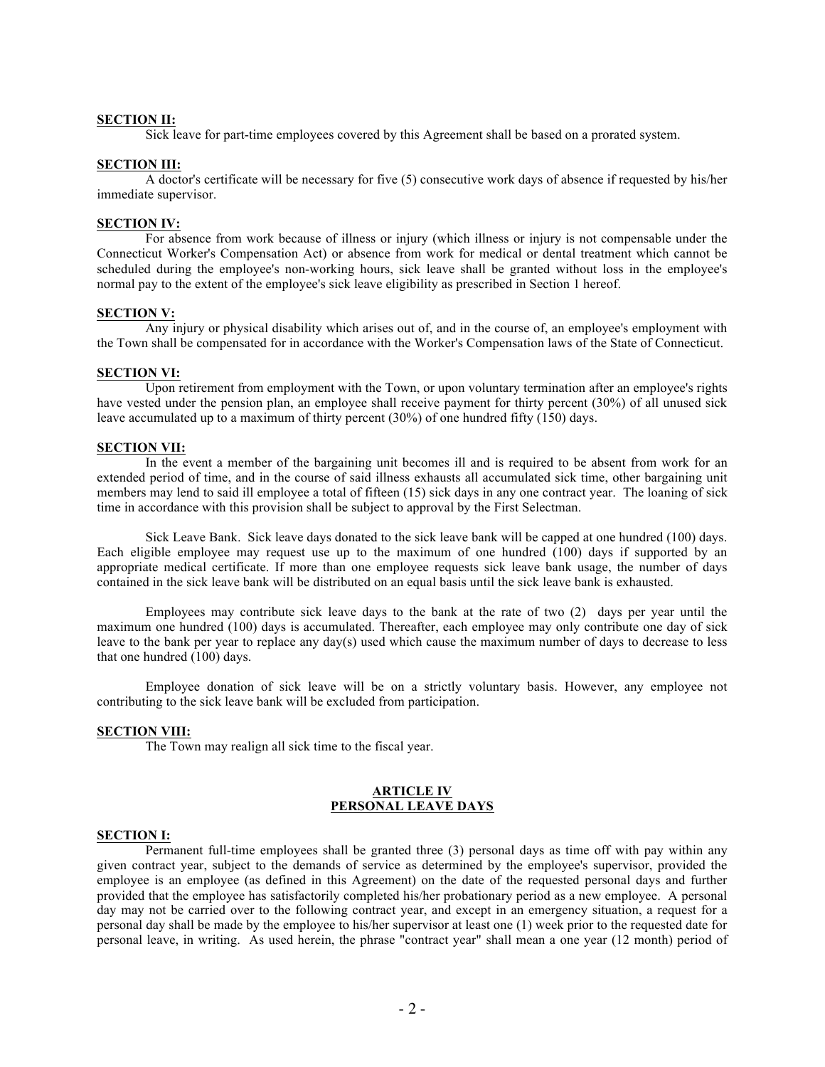**SECTION II:**

Sick leave for part-time employees covered by this Agreement shall be based on a prorated system.

**SECTION III:**

A doctor's certificate will be necessary for five (5) consecutive work days of absence if requested by his/her immediate supervisor.

**SECTION IV:**

For absence from work because of illness or injury (which illness or injury is not compensable under the Connecticut Worker's Compensation Act) or absence from work for medical or dental treatment which cannot be scheduled during the employee's non-working hours, sick leave shall be granted without loss in the employee's normal pay to the extent of the employee's sick leave eligibility as prescribed in Section 1 hereof.

**SECTION V:**

Any injury or physical disability which arises out of, and in the course of, an employee's employment with the Town shall be compensated for in accordance with the Worker's Compensation laws of the State of Connecticut.

**SECTION VI:**

Upon retirement from employment with the Town, or upon voluntary termination after an employee's rights have vested under the pension plan, an employee shall receive payment for thirty percent (30%) of all unused sick leave accumulated up to a maximum of thirty percent (30%) of one hundred fifty (150) days.

**SECTION VII:**

In the event a member of the bargaining unit becomes ill and is required to be absent from work for an extended period of time, and in the course of said illness exhausts all accumulated sick time, other bargaining unit members may lend to said ill employee a total of fifteen (15) sick days in any one contract year. The loaning of sick time in accordance with this provision shall be subject to approval by the First Selectman.

Sick Leave Bank. Sick leave days donated to the sick leave bank will be capped at one hundred (100) days. Each eligible employee may request use up to the maximum of one hundred (100) days if supported by an appropriate medical certificate. If more than one employee requests sick leave bank usage, the number of days contained in the sick leave bank will be distributed on an equal basis until the sick leave bank is exhausted.

Employees may contribute sick leave days to the bank at the rate of two (2) days per year until the maximum one hundred (100) days is accumulated. Thereafter, each employee may only contribute one day of sick leave to the bank per year to replace any day(s) used which cause the maximum number of days to decrease to less that one hundred (100) days.

Employee donation of sick leave will be on a strictly voluntary basis. However, any employee not contributing to the sick leave bank will be excluded from participation.

**SECTION VIII:**

The Town may realign all sick time to the fiscal year.

## ARTICLE IV
## PERSONAL LEAVE DAYS

**SECTION I:**

Permanent full-time employees shall be granted three (3) personal days as time off with pay within any given contract year, subject to the demands of service as determined by the employee's supervisor, provided the employee is an employee (as defined in this Agreement) on the date of the requested personal days and further provided that the employee has satisfactorily completed his/her probationary period as a new employee. A personal day may not be carried over to the following contract year, and except in an emergency situation, a request for a personal day shall be made by the employee to his/her supervisor at least one (1) week prior to the requested date for personal leave, in writing. As used herein, the phrase "contract year" shall mean a one year (12 month) period of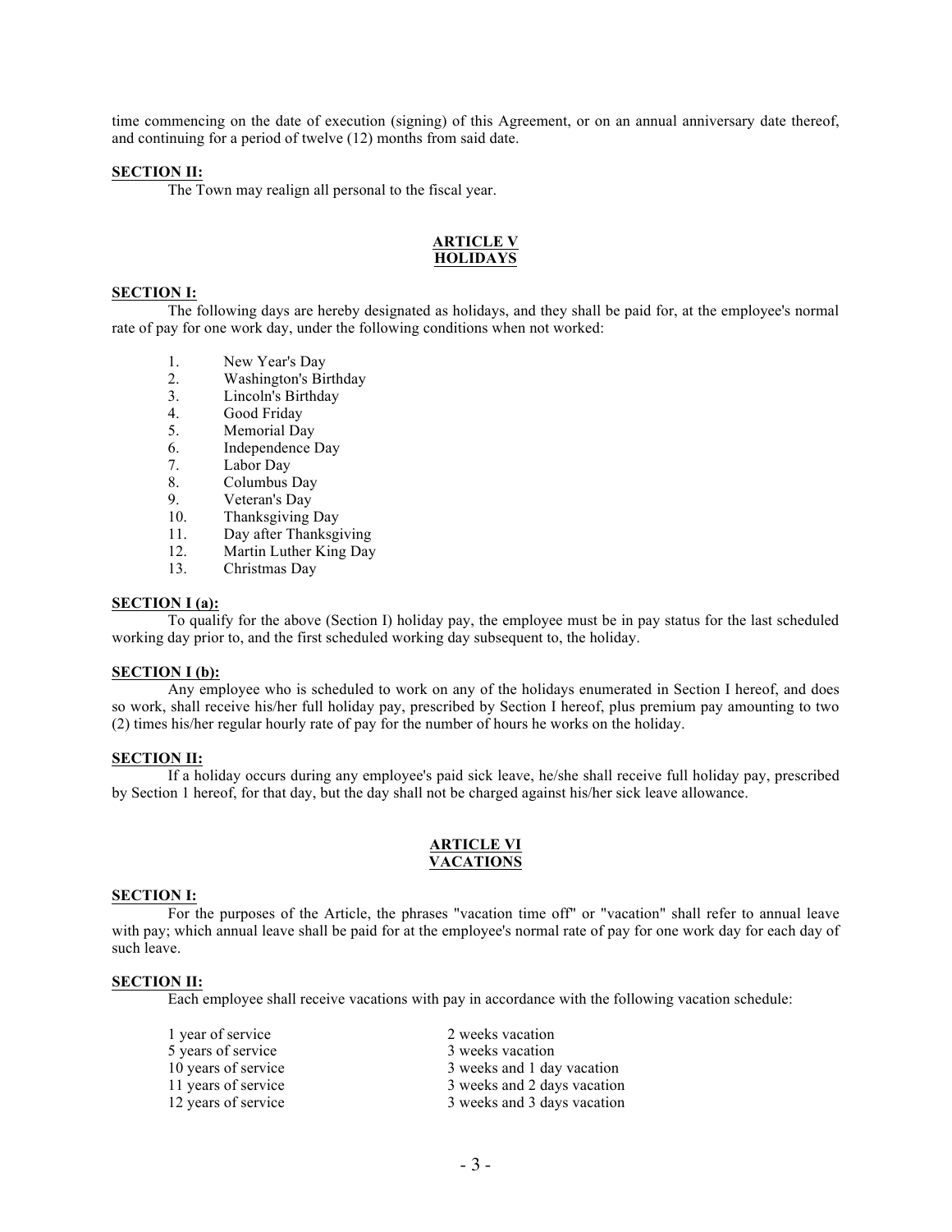time commencing on the date of execution (signing) of this Agreement, or on an annual anniversary date thereof, and continuing for a period of twelve (12) months from said date.

**SECTION II:**

The Town may realign all personal to the fiscal year.

## ARTICLE V
## HOLIDAYS

**SECTION I:**

The following days are hereby designated as holidays, and they shall be paid for, at the employee's normal rate of pay for one work day, under the following conditions when not worked:

1. New Year's Day
2. Washington's Birthday
3. Lincoln's Birthday
4. Good Friday
5. Memorial Day
6. Independence Day
7. Labor Day
8. Columbus Day
9. Veteran's Day
10. Thanksgiving Day
11. Day after Thanksgiving
12. Martin Luther King Day
13. Christmas Day

**SECTION I (a):**

To qualify for the above (Section I) holiday pay, the employee must be in pay status for the last scheduled working day prior to, and the first scheduled working day subsequent to, the holiday.

**SECTION I (b):**

Any employee who is scheduled to work on any of the holidays enumerated in Section I hereof, and does so work, shall receive his/her full holiday pay, prescribed by Section I hereof, plus premium pay amounting to two (2) times his/her regular hourly rate of pay for the number of hours he works on the holiday.

**SECTION II:**

If a holiday occurs during any employee's paid sick leave, he/she shall receive full holiday pay, prescribed by Section 1 hereof, for that day, but the day shall not be charged against his/her sick leave allowance.

## ARTICLE VI
## VACATIONS

**SECTION I:**

For the purposes of the Article, the phrases "vacation time off" or "vacation" shall refer to annual leave with pay; which annual leave shall be paid for at the employee's normal rate of pay for one work day for each day of such leave.

**SECTION II:**

Each employee shall receive vacations with pay in accordance with the following vacation schedule:

| | |
|---|---|
| 1 year of service | 2 weeks vacation |
| 5 years of service | 3 weeks vacation |
| 10 years of service | 3 weeks and 1 day vacation |
| 11 years of service | 3 weeks and 2 days vacation |
| 12 years of service | 3 weeks and 3 days vacation |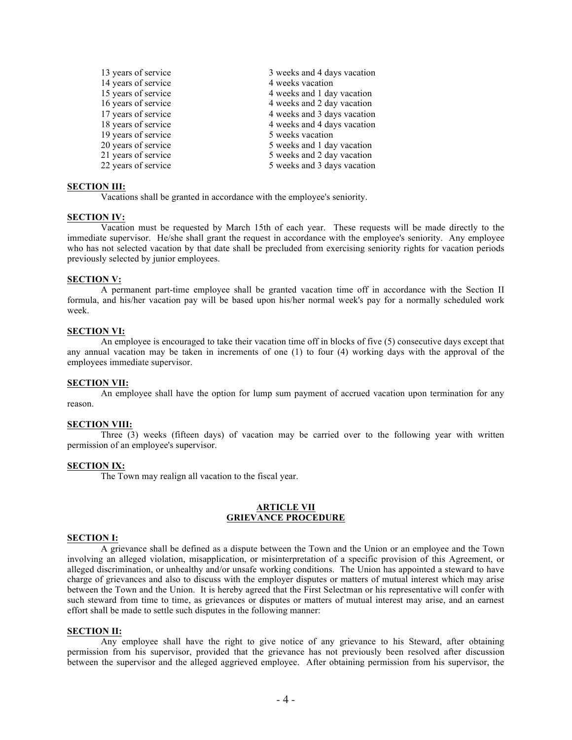| | |
|---|---|
| 13 years of service | 3 weeks and 4 days vacation |
| 14 years of service | 4 weeks vacation |
| 15 years of service | 4 weeks and 1 day vacation |
| 16 years of service | 4 weeks and 2 day vacation |
| 17 years of service | 4 weeks and 3 days vacation |
| 18 years of service | 4 weeks and 4 days vacation |
| 19 years of service | 5 weeks vacation |
| 20 years of service | 5 weeks and 1 day vacation |
| 21 years of service | 5 weeks and 2 day vacation |
| 22 years of service | 5 weeks and 3 days vacation |

**SECTION III:**

Vacations shall be granted in accordance with the employee's seniority.

**SECTION IV:**

Vacation must be requested by March 15th of each year. These requests will be made directly to the immediate supervisor. He/she shall grant the request in accordance with the employee's seniority. Any employee who has not selected vacation by that date shall be precluded from exercising seniority rights for vacation periods previously selected by junior employees.

**SECTION V:**

A permanent part-time employee shall be granted vacation time off in accordance with the Section II formula, and his/her vacation pay will be based upon his/her normal week's pay for a normally scheduled work week.

**SECTION VI:**

An employee is encouraged to take their vacation time off in blocks of five (5) consecutive days except that any annual vacation may be taken in increments of one (1) to four (4) working days with the approval of the employees immediate supervisor.

**SECTION VII:**

An employee shall have the option for lump sum payment of accrued vacation upon termination for any reason.

**SECTION VIII:**

Three (3) weeks (fifteen days) of vacation may be carried over to the following year with written permission of an employee's supervisor.

**SECTION IX:**

The Town may realign all vacation to the fiscal year.

## ARTICLE VII
## GRIEVANCE PROCEDURE

**SECTION I:**

A grievance shall be defined as a dispute between the Town and the Union or an employee and the Town involving an alleged violation, misapplication, or misinterpretation of a specific provision of this Agreement, or alleged discrimination, or unhealthy and/or unsafe working conditions. The Union has appointed a steward to have charge of grievances and also to discuss with the employer disputes or matters of mutual interest which may arise between the Town and the Union. It is hereby agreed that the First Selectman or his representative will confer with such steward from time to time, as grievances or disputes or matters of mutual interest may arise, and an earnest effort shall be made to settle such disputes in the following manner:

**SECTION II:**

Any employee shall have the right to give notice of any grievance to his Steward, after obtaining permission from his supervisor, provided that the grievance has not previously been resolved after discussion between the supervisor and the alleged aggrieved employee. After obtaining permission from his supervisor, the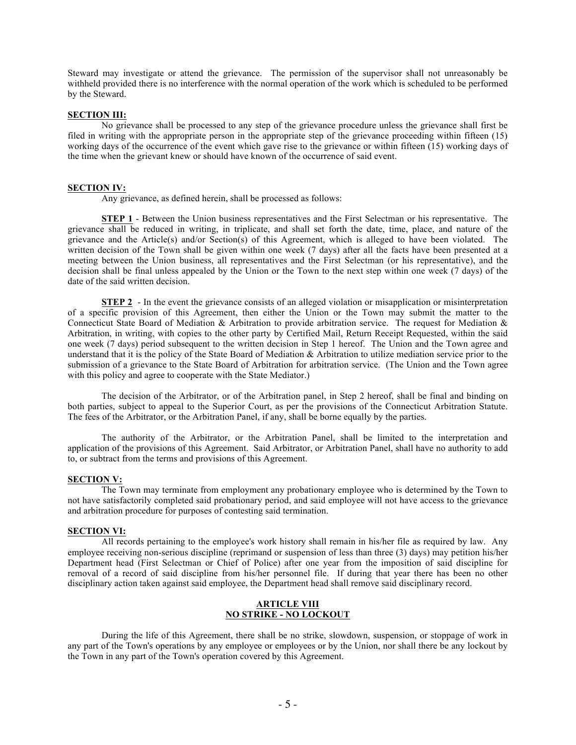Steward may investigate or attend the grievance. The permission of the supervisor shall not unreasonably be withheld provided there is no interference with the normal operation of the work which is scheduled to be performed by the Steward.

**SECTION III:**

No grievance shall be processed to any step of the grievance procedure unless the grievance shall first be filed in writing with the appropriate person in the appropriate step of the grievance proceeding within fifteen (15) working days of the occurrence of the event which gave rise to the grievance or within fifteen (15) working days of the time when the grievant knew or should have known of the occurrence of said event.

**SECTION IV:**

Any grievance, as defined herein, shall be processed as follows:

**STEP 1** - Between the Union business representatives and the First Selectman or his representative. The grievance shall be reduced in writing, in triplicate, and shall set forth the date, time, place, and nature of the grievance and the Article(s) and/or Section(s) of this Agreement, which is alleged to have been violated. The written decision of the Town shall be given within one week (7 days) after all the facts have been presented at a meeting between the Union business, all representatives and the First Selectman (or his representative), and the decision shall be final unless appealed by the Union or the Town to the next step within one week (7 days) of the date of the said written decision.

**STEP 2** - In the event the grievance consists of an alleged violation or misapplication or misinterpretation of a specific provision of this Agreement, then either the Union or the Town may submit the matter to the Connecticut State Board of Mediation & Arbitration to provide arbitration service. The request for Mediation & Arbitration, in writing, with copies to the other party by Certified Mail, Return Receipt Requested, within the said one week (7 days) period subsequent to the written decision in Step 1 hereof. The Union and the Town agree and understand that it is the policy of the State Board of Mediation & Arbitration to utilize mediation service prior to the submission of a grievance to the State Board of Arbitration for arbitration service. (The Union and the Town agree with this policy and agree to cooperate with the State Mediator.)

The decision of the Arbitrator, or of the Arbitration panel, in Step 2 hereof, shall be final and binding on both parties, subject to appeal to the Superior Court, as per the provisions of the Connecticut Arbitration Statute. The fees of the Arbitrator, or the Arbitration Panel, if any, shall be borne equally by the parties.

The authority of the Arbitrator, or the Arbitration Panel, shall be limited to the interpretation and application of the provisions of this Agreement. Said Arbitrator, or Arbitration Panel, shall have no authority to add to, or subtract from the terms and provisions of this Agreement.

**SECTION V:**

The Town may terminate from employment any probationary employee who is determined by the Town to not have satisfactorily completed said probationary period, and said employee will not have access to the grievance and arbitration procedure for purposes of contesting said termination.

**SECTION VI:**

All records pertaining to the employee's work history shall remain in his/her file as required by law. Any employee receiving non-serious discipline (reprimand or suspension of less than three (3) days) may petition his/her Department head (First Selectman or Chief of Police) after one year from the imposition of said discipline for removal of a record of said discipline from his/her personnel file. If during that year there has been no other disciplinary action taken against said employee, the Department head shall remove said disciplinary record.

## ARTICLE VIII
## NO STRIKE - NO LOCKOUT

During the life of this Agreement, there shall be no strike, slowdown, suspension, or stoppage of work in any part of the Town's operations by any employee or employees or by the Union, nor shall there be any lockout by the Town in any part of the Town's operation covered by this Agreement.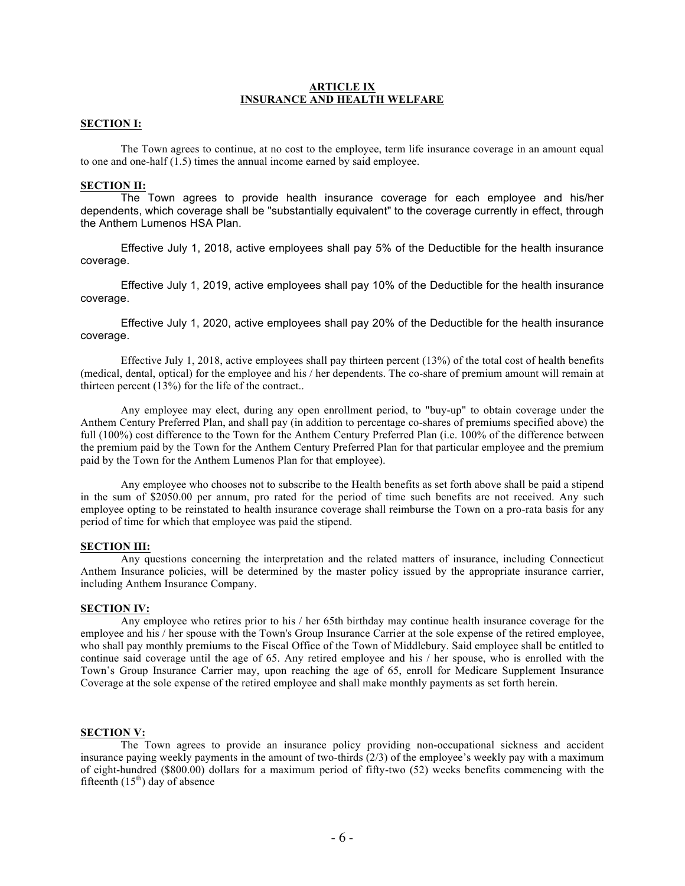# ARTICLE IX
# INSURANCE AND HEALTH WELFARE

**SECTION I:**

The Town agrees to continue, at no cost to the employee, term life insurance coverage in an amount equal to one and one-half (1.5) times the annual income earned by said employee.

**SECTION II:**

The Town agrees to provide health insurance coverage for each employee and his/her dependents, which coverage shall be "substantially equivalent" to the coverage currently in effect, through the Anthem Lumenos HSA Plan.

Effective July 1, 2018, active employees shall pay 5% of the Deductible for the health insurance coverage.

Effective July 1, 2019, active employees shall pay 10% of the Deductible for the health insurance coverage.

Effective July 1, 2020, active employees shall pay 20% of the Deductible for the health insurance coverage.

Effective July 1, 2018, active employees shall pay thirteen percent (13%) of the total cost of health benefits (medical, dental, optical) for the employee and his / her dependents. The co-share of premium amount will remain at thirteen percent (13%) for the life of the contract..

Any employee may elect, during any open enrollment period, to "buy-up" to obtain coverage under the Anthem Century Preferred Plan, and shall pay (in addition to percentage co-shares of premiums specified above) the full (100%) cost difference to the Town for the Anthem Century Preferred Plan (i.e. 100% of the difference between the premium paid by the Town for the Anthem Century Preferred Plan for that particular employee and the premium paid by the Town for the Anthem Lumenos Plan for that employee).

Any employee who chooses not to subscribe to the Health benefits as set forth above shall be paid a stipend in the sum of $2050.00 per annum, pro rated for the period of time such benefits are not received. Any such employee opting to be reinstated to health insurance coverage shall reimburse the Town on a pro-rata basis for any period of time for which that employee was paid the stipend.

**SECTION III:**

Any questions concerning the interpretation and the related matters of insurance, including Connecticut Anthem Insurance policies, will be determined by the master policy issued by the appropriate insurance carrier, including Anthem Insurance Company.

**SECTION IV:**

Any employee who retires prior to his / her 65th birthday may continue health insurance coverage for the employee and his / her spouse with the Town's Group Insurance Carrier at the sole expense of the retired employee, who shall pay monthly premiums to the Fiscal Office of the Town of Middlebury. Said employee shall be entitled to continue said coverage until the age of 65. Any retired employee and his / her spouse, who is enrolled with the Town's Group Insurance Carrier may, upon reaching the age of 65, enroll for Medicare Supplement Insurance Coverage at the sole expense of the retired employee and shall make monthly payments as set forth herein.

**SECTION V:**

The Town agrees to provide an insurance policy providing non-occupational sickness and accident insurance paying weekly payments in the amount of two-thirds (2/3) of the employee's weekly pay with a maximum of eight-hundred ($800.00) dollars for a maximum period of fifty-two (52) weeks benefits commencing with the fifteenth (15th) day of absence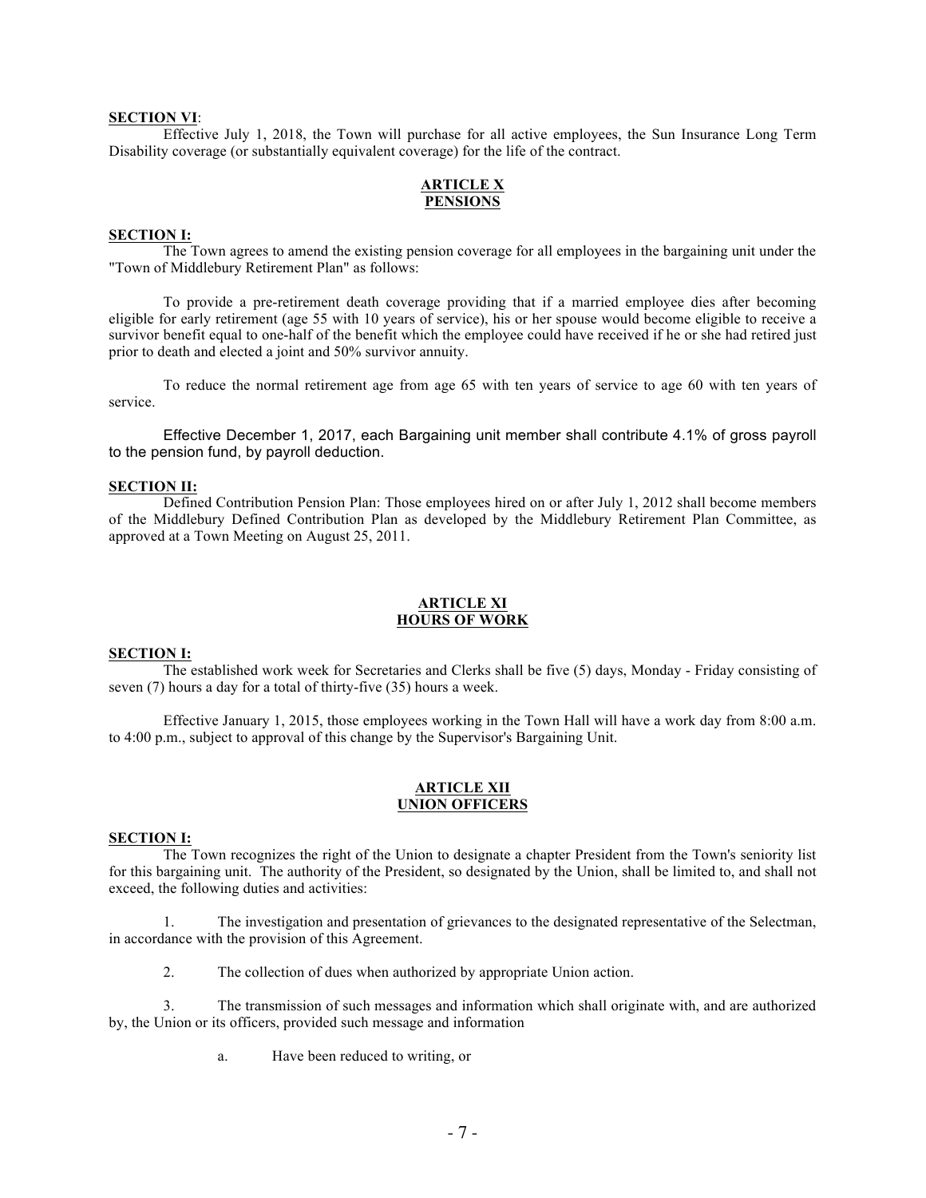**SECTION VI**:

Effective July 1, 2018, the Town will purchase for all active employees, the Sun Insurance Long Term Disability coverage (or substantially equivalent coverage) for the life of the contract.

## ARTICLE X
## PENSIONS

**SECTION I:**

The Town agrees to amend the existing pension coverage for all employees in the bargaining unit under the "Town of Middlebury Retirement Plan" as follows:

To provide a pre-retirement death coverage providing that if a married employee dies after becoming eligible for early retirement (age 55 with 10 years of service), his or her spouse would become eligible to receive a survivor benefit equal to one-half of the benefit which the employee could have received if he or she had retired just prior to death and elected a joint and 50% survivor annuity.

To reduce the normal retirement age from age 65 with ten years of service to age 60 with ten years of service.

Effective December 1, 2017, each Bargaining unit member shall contribute 4.1% of gross payroll to the pension fund, by payroll deduction.

**SECTION II:**

Defined Contribution Pension Plan: Those employees hired on or after July 1, 2012 shall become members of the Middlebury Defined Contribution Plan as developed by the Middlebury Retirement Plan Committee, as approved at a Town Meeting on August 25, 2011.

## ARTICLE XI
## HOURS OF WORK

**SECTION I:**

The established work week for Secretaries and Clerks shall be five (5) days, Monday - Friday consisting of seven (7) hours a day for a total of thirty-five (35) hours a week.

Effective January 1, 2015, those employees working in the Town Hall will have a work day from 8:00 a.m. to 4:00 p.m., subject to approval of this change by the Supervisor's Bargaining Unit.

## ARTICLE XII
## UNION OFFICERS

**SECTION I:**

The Town recognizes the right of the Union to designate a chapter President from the Town's seniority list for this bargaining unit. The authority of the President, so designated by the Union, shall be limited to, and shall not exceed, the following duties and activities:

1. The investigation and presentation of grievances to the designated representative of the Selectman, in accordance with the provision of this Agreement.

2. The collection of dues when authorized by appropriate Union action.

3. The transmission of such messages and information which shall originate with, and are authorized by, the Union or its officers, provided such message and information

   a. Have been reduced to writing, or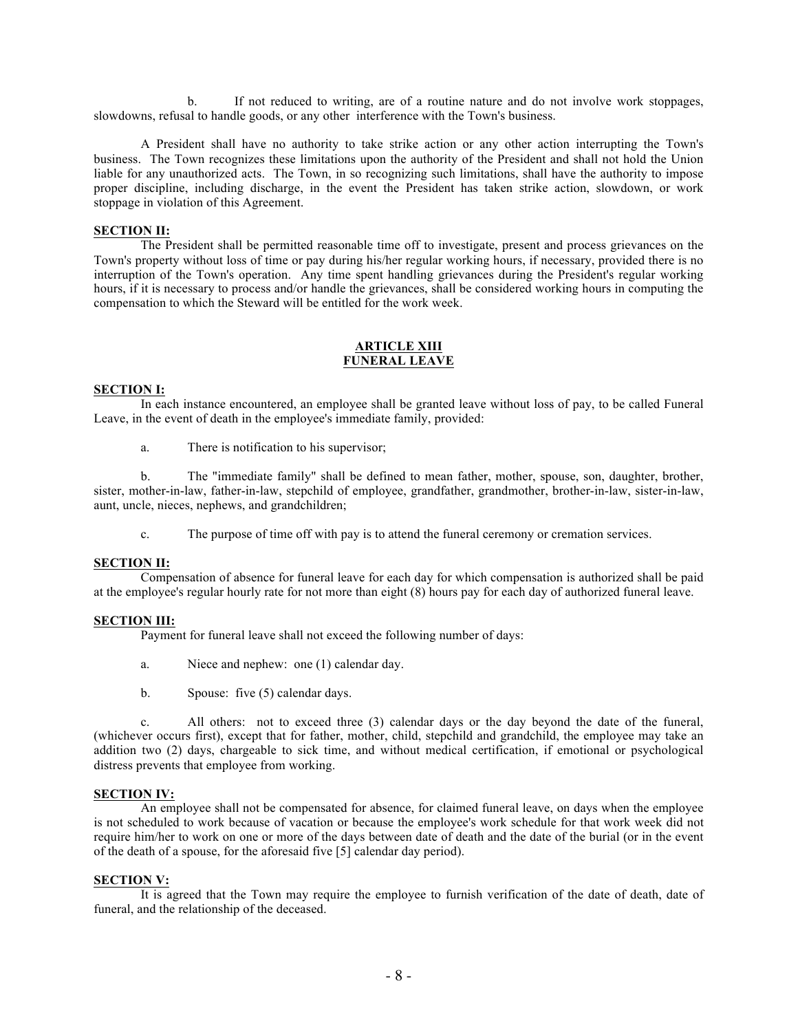b. If not reduced to writing, are of a routine nature and do not involve work stoppages, slowdowns, refusal to handle goods, or any other interference with the Town's business.

A President shall have no authority to take strike action or any other action interrupting the Town's business. The Town recognizes these limitations upon the authority of the President and shall not hold the Union liable for any unauthorized acts. The Town, in so recognizing such limitations, shall have the authority to impose proper discipline, including discharge, in the event the President has taken strike action, slowdown, or work stoppage in violation of this Agreement.

**SECTION II:**

The President shall be permitted reasonable time off to investigate, present and process grievances on the Town's property without loss of time or pay during his/her regular working hours, if necessary, provided there is no interruption of the Town's operation. Any time spent handling grievances during the President's regular working hours, if it is necessary to process and/or handle the grievances, shall be considered working hours in computing the compensation to which the Steward will be entitled for the work week.

## ARTICLE XIII
## FUNERAL LEAVE

**SECTION I:**

In each instance encountered, an employee shall be granted leave without loss of pay, to be called Funeral Leave, in the event of death in the employee's immediate family, provided:

a. There is notification to his supervisor;

b. The "immediate family" shall be defined to mean father, mother, spouse, son, daughter, brother, sister, mother-in-law, father-in-law, stepchild of employee, grandfather, grandmother, brother-in-law, sister-in-law, aunt, uncle, nieces, nephews, and grandchildren;

c. The purpose of time off with pay is to attend the funeral ceremony or cremation services.

**SECTION II:**

Compensation of absence for funeral leave for each day for which compensation is authorized shall be paid at the employee's regular hourly rate for not more than eight (8) hours pay for each day of authorized funeral leave.

**SECTION III:**

Payment for funeral leave shall not exceed the following number of days:

a. Niece and nephew: one (1) calendar day.

b. Spouse: five (5) calendar days.

c. All others: not to exceed three (3) calendar days or the day beyond the date of the funeral, (whichever occurs first), except that for father, mother, child, stepchild and grandchild, the employee may take an addition two (2) days, chargeable to sick time, and without medical certification, if emotional or psychological distress prevents that employee from working.

**SECTION IV:**

An employee shall not be compensated for absence, for claimed funeral leave, on days when the employee is not scheduled to work because of vacation or because the employee's work schedule for that work week did not require him/her to work on one or more of the days between date of death and the date of the burial (or in the event of the death of a spouse, for the aforesaid five [5] calendar day period).

**SECTION V:**

It is agreed that the Town may require the employee to furnish verification of the date of death, date of funeral, and the relationship of the deceased.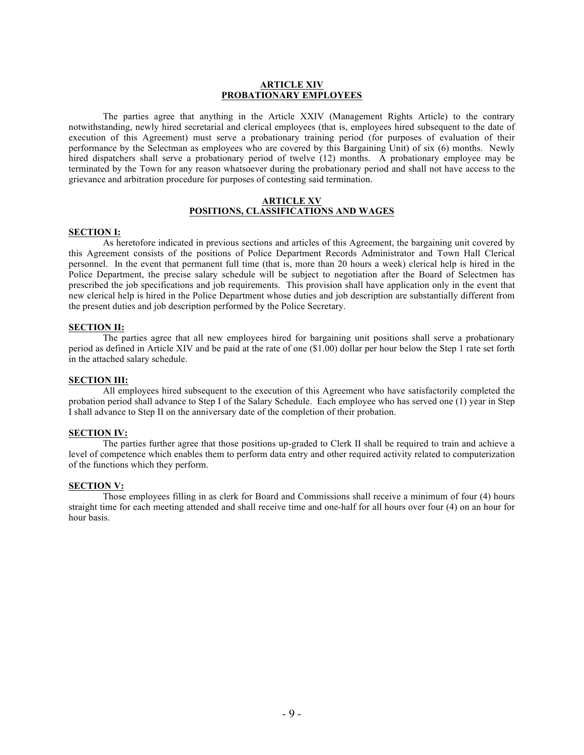## ARTICLE XIV
## PROBATIONARY EMPLOYEES

The parties agree that anything in the Article XXIV (Management Rights Article) to the contrary notwithstanding, newly hired secretarial and clerical employees (that is, employees hired subsequent to the date of execution of this Agreement) must serve a probationary training period (for purposes of evaluation of their performance by the Selectman as employees who are covered by this Bargaining Unit) of six (6) months. Newly hired dispatchers shall serve a probationary period of twelve (12) months. A probationary employee may be terminated by the Town for any reason whatsoever during the probationary period and shall not have access to the grievance and arbitration procedure for purposes of contesting said termination.

## ARTICLE XV
## POSITIONS, CLASSIFICATIONS AND WAGES

**SECTION I:**

As heretofore indicated in previous sections and articles of this Agreement, the bargaining unit covered by this Agreement consists of the positions of Police Department Records Administrator and Town Hall Clerical personnel. In the event that permanent full time (that is, more than 20 hours a week) clerical help is hired in the Police Department, the precise salary schedule will be subject to negotiation after the Board of Selectmen has prescribed the job specifications and job requirements. This provision shall have application only in the event that new clerical help is hired in the Police Department whose duties and job description are substantially different from the present duties and job description performed by the Police Secretary.

**SECTION II:**

The parties agree that all new employees hired for bargaining unit positions shall serve a probationary period as defined in Article XIV and be paid at the rate of one ($1.00) dollar per hour below the Step 1 rate set forth in the attached salary schedule.

**SECTION III:**

All employees hired subsequent to the execution of this Agreement who have satisfactorily completed the probation period shall advance to Step I of the Salary Schedule. Each employee who has served one (1) year in Step I shall advance to Step II on the anniversary date of the completion of their probation.

**SECTION IV:**

The parties further agree that those positions up-graded to Clerk II shall be required to train and achieve a level of competence which enables them to perform data entry and other required activity related to computerization of the functions which they perform.

**SECTION V:**

Those employees filling in as clerk for Board and Commissions shall receive a minimum of four (4) hours straight time for each meeting attended and shall receive time and one-half for all hours over four (4) on an hour for hour basis.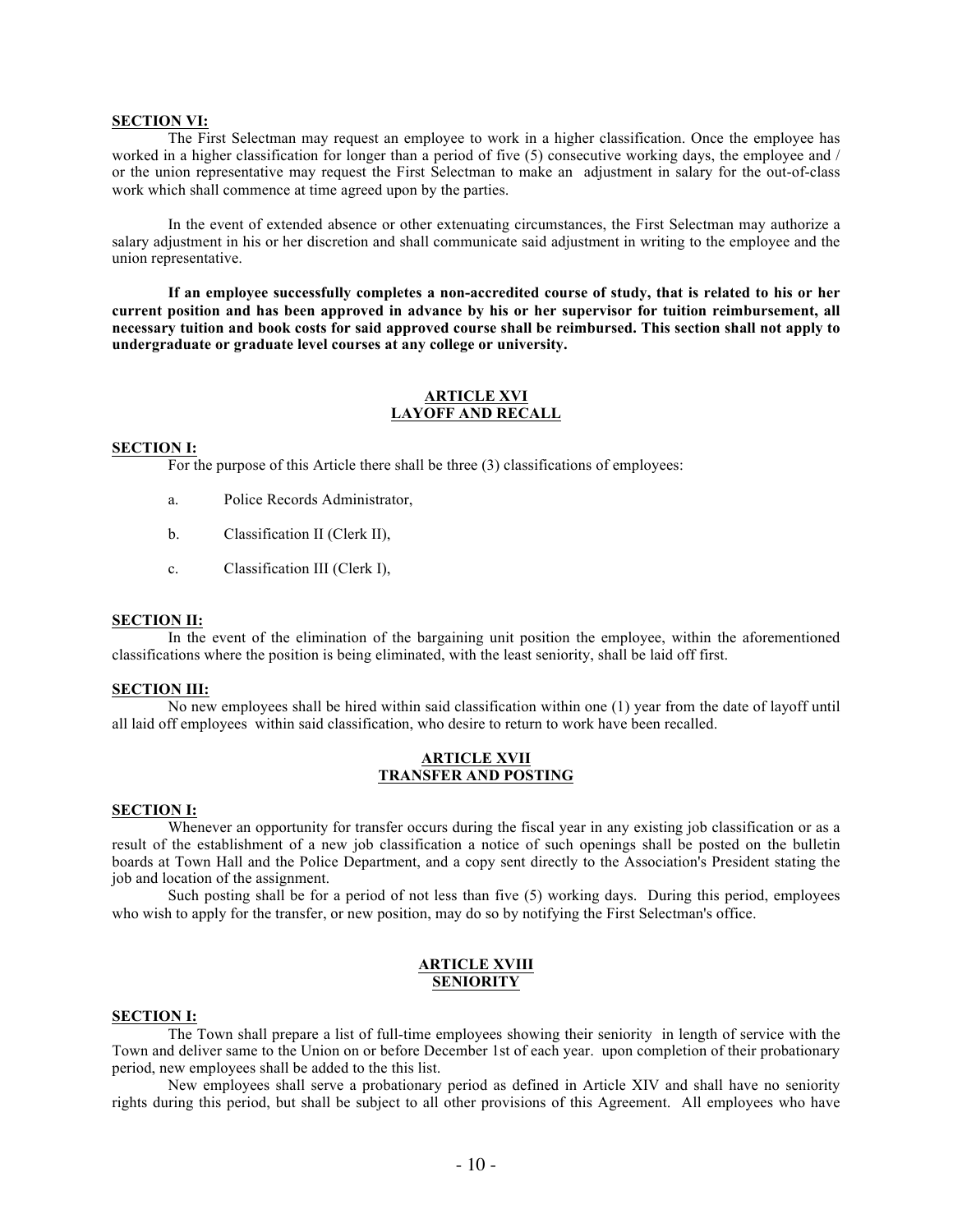**SECTION VI:**

The First Selectman may request an employee to work in a higher classification. Once the employee has worked in a higher classification for longer than a period of five (5) consecutive working days, the employee and / or the union representative may request the First Selectman to make an adjustment in salary for the out-of-class work which shall commence at time agreed upon by the parties.

In the event of extended absence or other extenuating circumstances, the First Selectman may authorize a salary adjustment in his or her discretion and shall communicate said adjustment in writing to the employee and the union representative.

**If an employee successfully completes a non-accredited course of study, that is related to his or her current position and has been approved in advance by his or her supervisor for tuition reimbursement, all necessary tuition and book costs for said approved course shall be reimbursed. This section shall not apply to undergraduate or graduate level courses at any college or university.**

## ARTICLE XVI
## LAYOFF AND RECALL

**SECTION I:**

For the purpose of this Article there shall be three (3) classifications of employees:

a. Police Records Administrator,

b. Classification II (Clerk II),

c. Classification III (Clerk I),

**SECTION II:**

In the event of the elimination of the bargaining unit position the employee, within the aforementioned classifications where the position is being eliminated, with the least seniority, shall be laid off first.

**SECTION III:**

No new employees shall be hired within said classification within one (1) year from the date of layoff until all laid off employees within said classification, who desire to return to work have been recalled.

## ARTICLE XVII
## TRANSFER AND POSTING

**SECTION I:**

Whenever an opportunity for transfer occurs during the fiscal year in any existing job classification or as a result of the establishment of a new job classification a notice of such openings shall be posted on the bulletin boards at Town Hall and the Police Department, and a copy sent directly to the Association's President stating the job and location of the assignment.

Such posting shall be for a period of not less than five (5) working days. During this period, employees who wish to apply for the transfer, or new position, may do so by notifying the First Selectman's office.

## ARTICLE XVIII
## SENIORITY

**SECTION I:**

The Town shall prepare a list of full-time employees showing their seniority in length of service with the Town and deliver same to the Union on or before December 1st of each year. upon completion of their probationary period, new employees shall be added to the this list.

New employees shall serve a probationary period as defined in Article XIV and shall have no seniority rights during this period, but shall be subject to all other provisions of this Agreement. All employees who have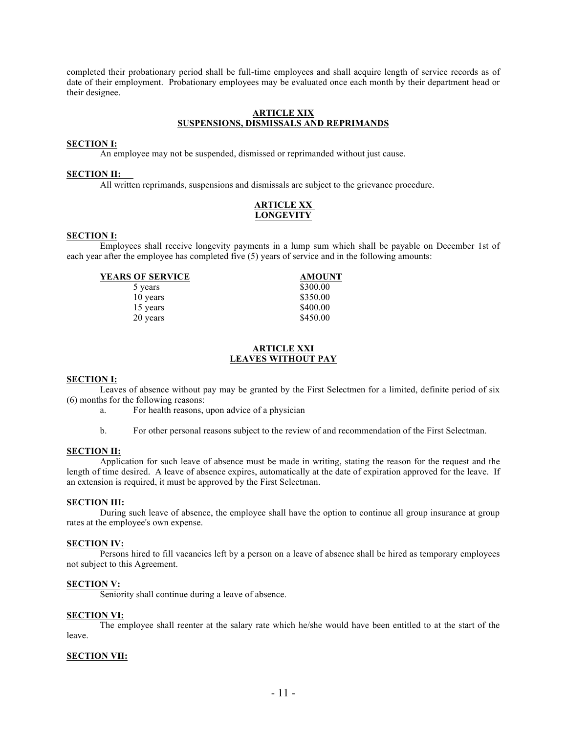completed their probationary period shall be full-time employees and shall acquire length of service records as of date of their employment. Probationary employees may be evaluated once each month by their department head or their designee.

## ARTICLE XIX
## SUSPENSIONS, DISMISSALS AND REPRIMANDS

**SECTION I:**

An employee may not be suspended, dismissed or reprimanded without just cause.

**SECTION II:**

All written reprimands, suspensions and dismissals are subject to the grievance procedure.

## ARTICLE XX
## LONGEVITY

**SECTION I:**

Employees shall receive longevity payments in a lump sum which shall be payable on December 1st of each year after the employee has completed five (5) years of service and in the following amounts:

| YEARS OF SERVICE | AMOUNT |
|---|---|
| 5 years | $300.00 |
| 10 years | $350.00 |
| 15 years | $400.00 |
| 20 years | $450.00 |

## ARTICLE XXI
## LEAVES WITHOUT PAY

**SECTION I:**

Leaves of absence without pay may be granted by the First Selectmen for a limited, definite period of six (6) months for the following reasons:

a. For health reasons, upon advice of a physician

b. For other personal reasons subject to the review of and recommendation of the First Selectman.

**SECTION II:**

Application for such leave of absence must be made in writing, stating the reason for the request and the length of time desired. A leave of absence expires, automatically at the date of expiration approved for the leave. If an extension is required, it must be approved by the First Selectman.

**SECTION III:**

During such leave of absence, the employee shall have the option to continue all group insurance at group rates at the employee's own expense.

**SECTION IV:**

Persons hired to fill vacancies left by a person on a leave of absence shall be hired as temporary employees not subject to this Agreement.

**SECTION V:**

Seniority shall continue during a leave of absence.

**SECTION VI:**

The employee shall reenter at the salary rate which he/she would have been entitled to at the start of the leave.

**SECTION VII:**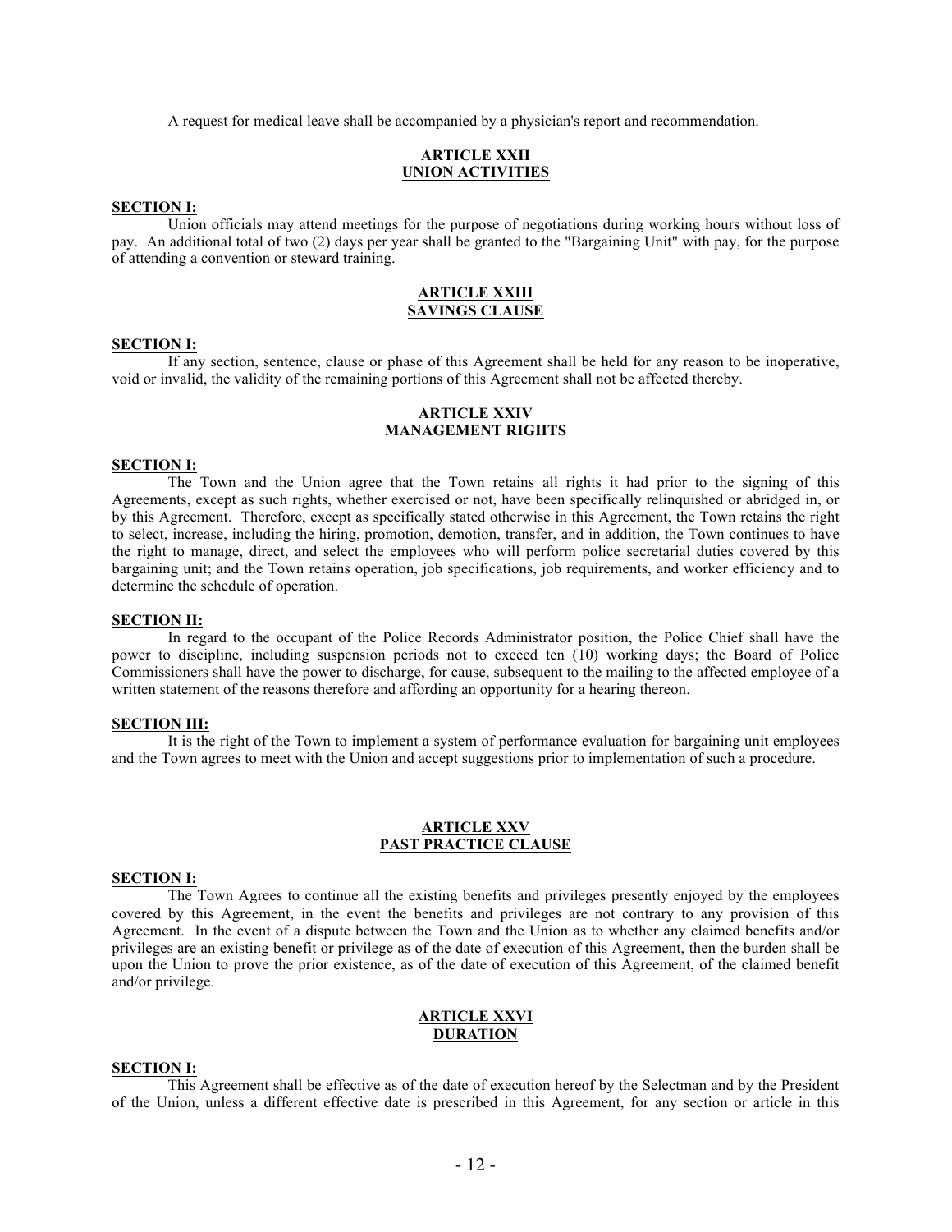A request for medical leave shall be accompanied by a physician's report and recommendation.

## ARTICLE XXII
## UNION ACTIVITIES

**SECTION I:**

Union officials may attend meetings for the purpose of negotiations during working hours without loss of pay. An additional total of two (2) days per year shall be granted to the "Bargaining Unit" with pay, for the purpose of attending a convention or steward training.

## ARTICLE XXIII
## SAVINGS CLAUSE

**SECTION I:**

If any section, sentence, clause or phase of this Agreement shall be held for any reason to be inoperative, void or invalid, the validity of the remaining portions of this Agreement shall not be affected thereby.

## ARTICLE XXIV
## MANAGEMENT RIGHTS

**SECTION I:**

The Town and the Union agree that the Town retains all rights it had prior to the signing of this Agreements, except as such rights, whether exercised or not, have been specifically relinquished or abridged in, or by this Agreement. Therefore, except as specifically stated otherwise in this Agreement, the Town retains the right to select, increase, including the hiring, promotion, demotion, transfer, and in addition, the Town continues to have the right to manage, direct, and select the employees who will perform police secretarial duties covered by this bargaining unit; and the Town retains operation, job specifications, job requirements, and worker efficiency and to determine the schedule of operation.

**SECTION II:**

In regard to the occupant of the Police Records Administrator position, the Police Chief shall have the power to discipline, including suspension periods not to exceed ten (10) working days; the Board of Police Commissioners shall have the power to discharge, for cause, subsequent to the mailing to the affected employee of a written statement of the reasons therefore and affording an opportunity for a hearing thereon.

**SECTION III:**

It is the right of the Town to implement a system of performance evaluation for bargaining unit employees and the Town agrees to meet with the Union and accept suggestions prior to implementation of such a procedure.

## ARTICLE XXV
## PAST PRACTICE CLAUSE

**SECTION I:**

The Town Agrees to continue all the existing benefits and privileges presently enjoyed by the employees covered by this Agreement, in the event the benefits and privileges are not contrary to any provision of this Agreement. In the event of a dispute between the Town and the Union as to whether any claimed benefits and/or privileges are an existing benefit or privilege as of the date of execution of this Agreement, then the burden shall be upon the Union to prove the prior existence, as of the date of execution of this Agreement, of the claimed benefit and/or privilege.

## ARTICLE XXVI
## DURATION

**SECTION I:**

This Agreement shall be effective as of the date of execution hereof by the Selectman and by the President of the Union, unless a different effective date is prescribed in this Agreement, for any section or article in this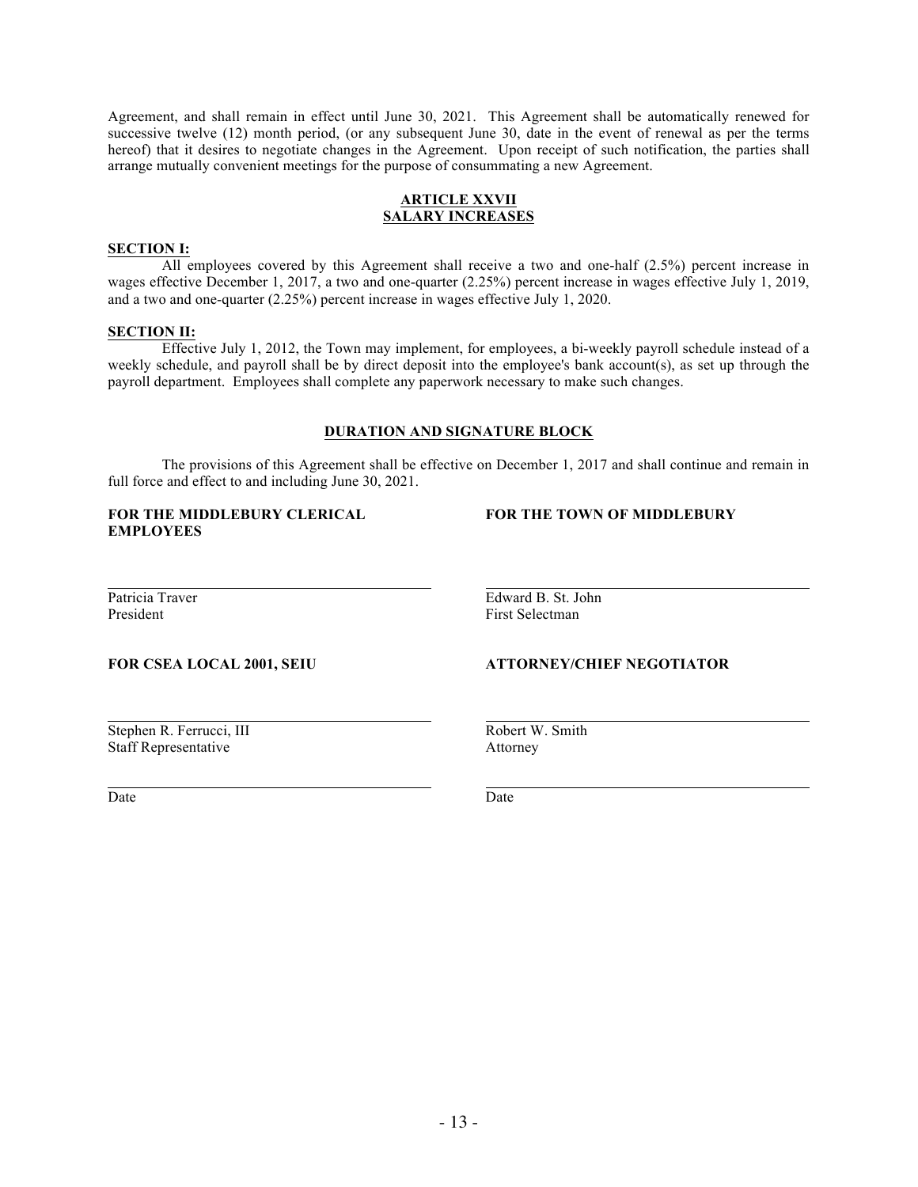Agreement, and shall remain in effect until June 30, 2021. This Agreement shall be automatically renewed for successive twelve (12) month period, (or any subsequent June 30, date in the event of renewal as per the terms hereof) that it desires to negotiate changes in the Agreement. Upon receipt of such notification, the parties shall arrange mutually convenient meetings for the purpose of consummating a new Agreement.

## ARTICLE XXVII
## SALARY INCREASES

**SECTION I:**

All employees covered by this Agreement shall receive a two and one-half (2.5%) percent increase in wages effective December 1, 2017, a two and one-quarter (2.25%) percent increase in wages effective July 1, 2019, and a two and one-quarter (2.25%) percent increase in wages effective July 1, 2020.

**SECTION II:**

Effective July 1, 2012, the Town may implement, for employees, a bi-weekly payroll schedule instead of a weekly schedule, and payroll shall be by direct deposit into the employee's bank account(s), as set up through the payroll department. Employees shall complete any paperwork necessary to make such changes.

## DURATION AND SIGNATURE BLOCK

The provisions of this Agreement shall be effective on December 1, 2017 and shall continue and remain in full force and effect to and including June 30, 2021.

**FOR THE MIDDLEBURY CLERICAL EMPLOYEES**

\_\_\_\_\_\_\_\_\_\_\_\_\_\_\_\_\_\_\_\_\_\_\_\_\_\_\_\_\_\_
Patricia Traver
President

**FOR THE TOWN OF MIDDLEBURY**

\_\_\_\_\_\_\_\_\_\_\_\_\_\_\_\_\_\_\_\_\_\_\_\_\_\_\_\_\_\_
Edward B. St. John
First Selectman

**FOR CSEA LOCAL 2001, SEIU**

\_\_\_\_\_\_\_\_\_\_\_\_\_\_\_\_\_\_\_\_\_\_\_\_\_\_\_\_\_\_
Stephen R. Ferrucci, III
Staff Representative

\_\_\_\_\_\_\_\_\_\_\_\_\_\_\_\_\_\_\_\_\_\_\_\_\_\_\_\_\_\_
Date

**ATTORNEY/CHIEF NEGOTIATOR**

\_\_\_\_\_\_\_\_\_\_\_\_\_\_\_\_\_\_\_\_\_\_\_\_\_\_\_\_\_\_
Robert W. Smith
Attorney

\_\_\_\_\_\_\_\_\_\_\_\_\_\_\_\_\_\_\_\_\_\_\_\_\_\_\_\_\_\_
Date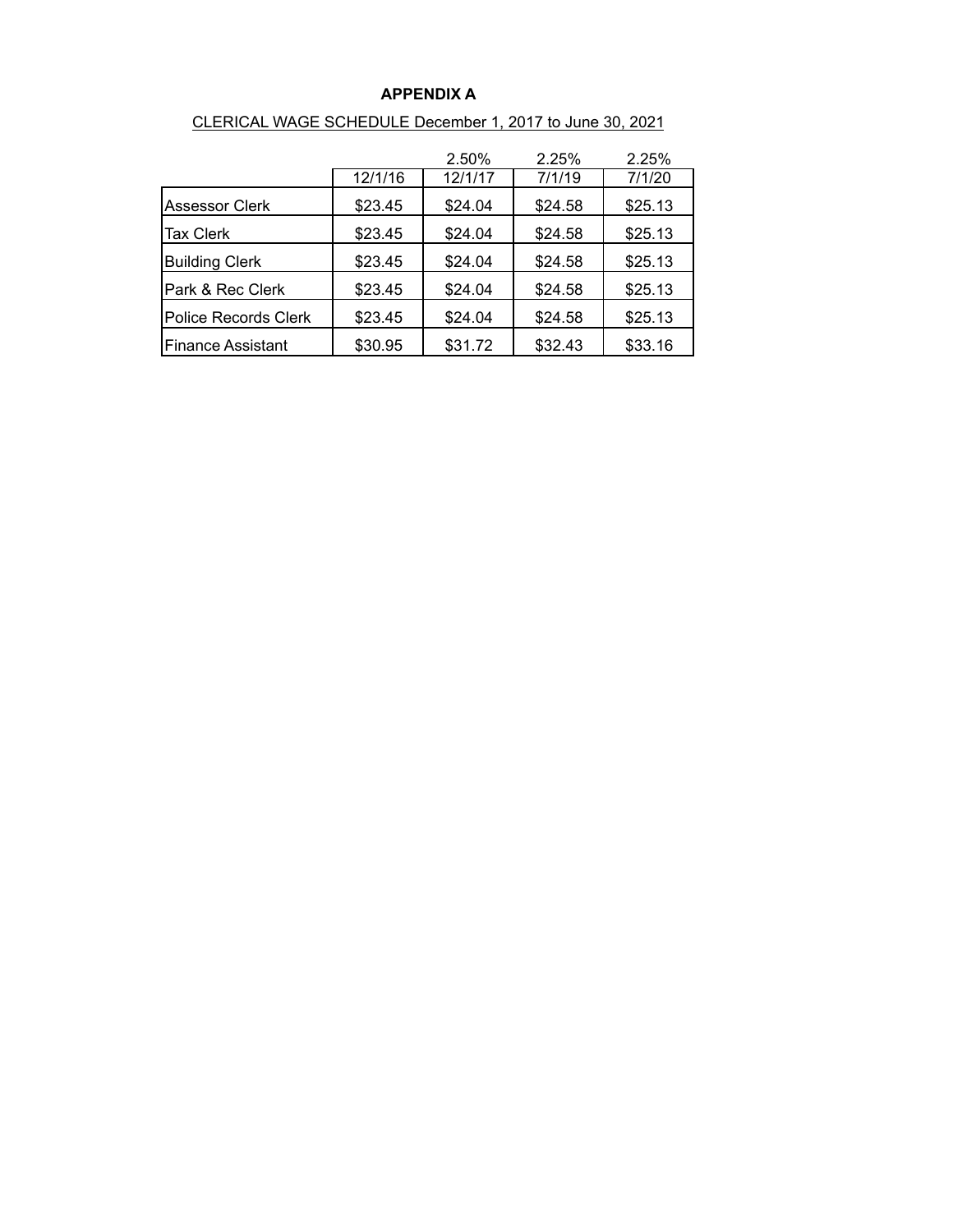**APPENDIX A**

CLERICAL WAGE SCHEDULE December 1, 2017 to June 30, 2021

| | | 2.50% | 2.25% | 2.25% |
|---|---|---|---|---|
| | 12/1/16 | 12/1/17 | 7/1/19 | 7/1/20 |
| Assessor Clerk | $23.45 | $24.04 | $24.58 | $25.13 |
| Tax Clerk | $23.45 | $24.04 | $24.58 | $25.13 |
| Building Clerk | $23.45 | $24.04 | $24.58 | $25.13 |
| Park & Rec Clerk | $23.45 | $24.04 | $24.58 | $25.13 |
| Police Records Clerk | $23.45 | $24.04 | $24.58 | $25.13 |
| Finance Assistant | $30.95 | $31.72 | $32.43 | $33.16 |